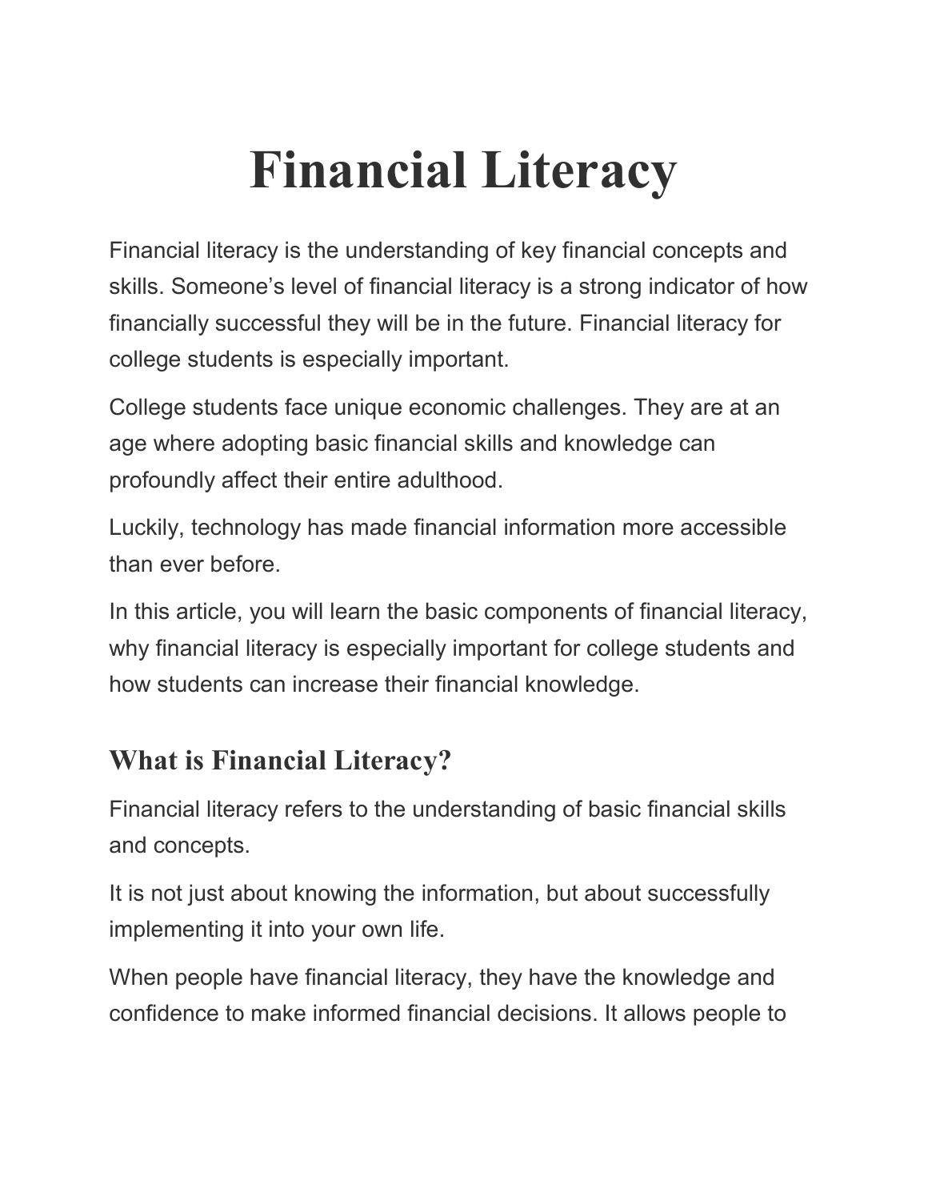# Financial Literacy

Financial literacy is the understanding of key financial concepts and skills. Someone's level of financial literacy is a strong indicator of how financially successful they will be in the future. Financial literacy for college students is especially important.

College students face unique economic challenges. They are at an age where adopting basic financial skills and knowledge can profoundly affect their entire adulthood.

Luckily, technology has made financial information more accessible than ever before.

In this article, you will learn the basic components of financial literacy, why financial literacy is especially important for college students and how students can increase their financial knowledge.

## What is Financial Literacy?

Financial literacy refers to the understanding of basic financial skills and concepts.

It is not just about knowing the information, but about successfully implementing it into your own life.

When people have financial literacy, they have the knowledge and confidence to make informed financial decisions. It allows people to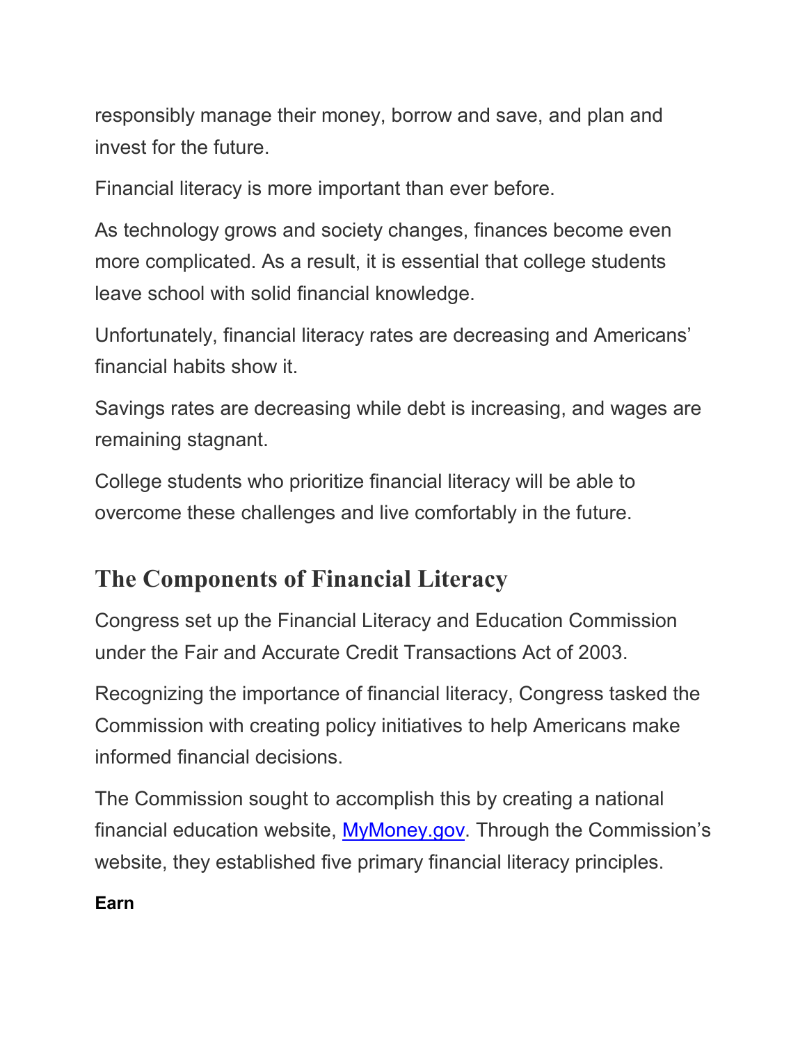responsibly manage their money, borrow and save, and plan and invest for the future.

Financial literacy is more important than ever before.

As technology grows and society changes, finances become even more complicated. As a result, it is essential that college students leave school with solid financial knowledge.

Unfortunately, financial literacy rates are decreasing and Americans' financial habits show it.

Savings rates are decreasing while debt is increasing, and wages are remaining stagnant.

College students who prioritize financial literacy will be able to overcome these challenges and live comfortably in the future.

## The Components of Financial Literacy

Congress set up the Financial Literacy and Education Commission under the Fair and Accurate Credit Transactions Act of 2003.

Recognizing the importance of financial literacy, Congress tasked the Commission with creating policy initiatives to help Americans make informed financial decisions.

The Commission sought to accomplish this by creating a national financial education website, MyMoney.gov. Through the Commission's website, they established five primary financial literacy principles.

**Earn**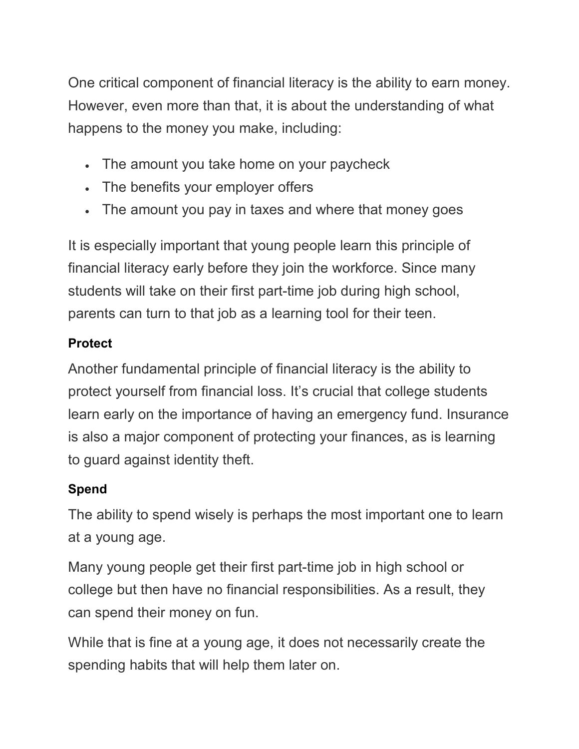One critical component of financial literacy is the ability to earn money. However, even more than that, it is about the understanding of what happens to the money you make, including:

- The amount you take home on your paycheck
- The benefits your employer offers
- The amount you pay in taxes and where that money goes

It is especially important that young people learn this principle of financial literacy early before they join the workforce. Since many students will take on their first part-time job during high school, parents can turn to that job as a learning tool for their teen.

**Protect**

Another fundamental principle of financial literacy is the ability to protect yourself from financial loss. It's crucial that college students learn early on the importance of having an emergency fund. Insurance is also a major component of protecting your finances, as is learning to guard against identity theft.

**Spend**

The ability to spend wisely is perhaps the most important one to learn at a young age.

Many young people get their first part-time job in high school or college but then have no financial responsibilities. As a result, they can spend their money on fun.

While that is fine at a young age, it does not necessarily create the spending habits that will help them later on.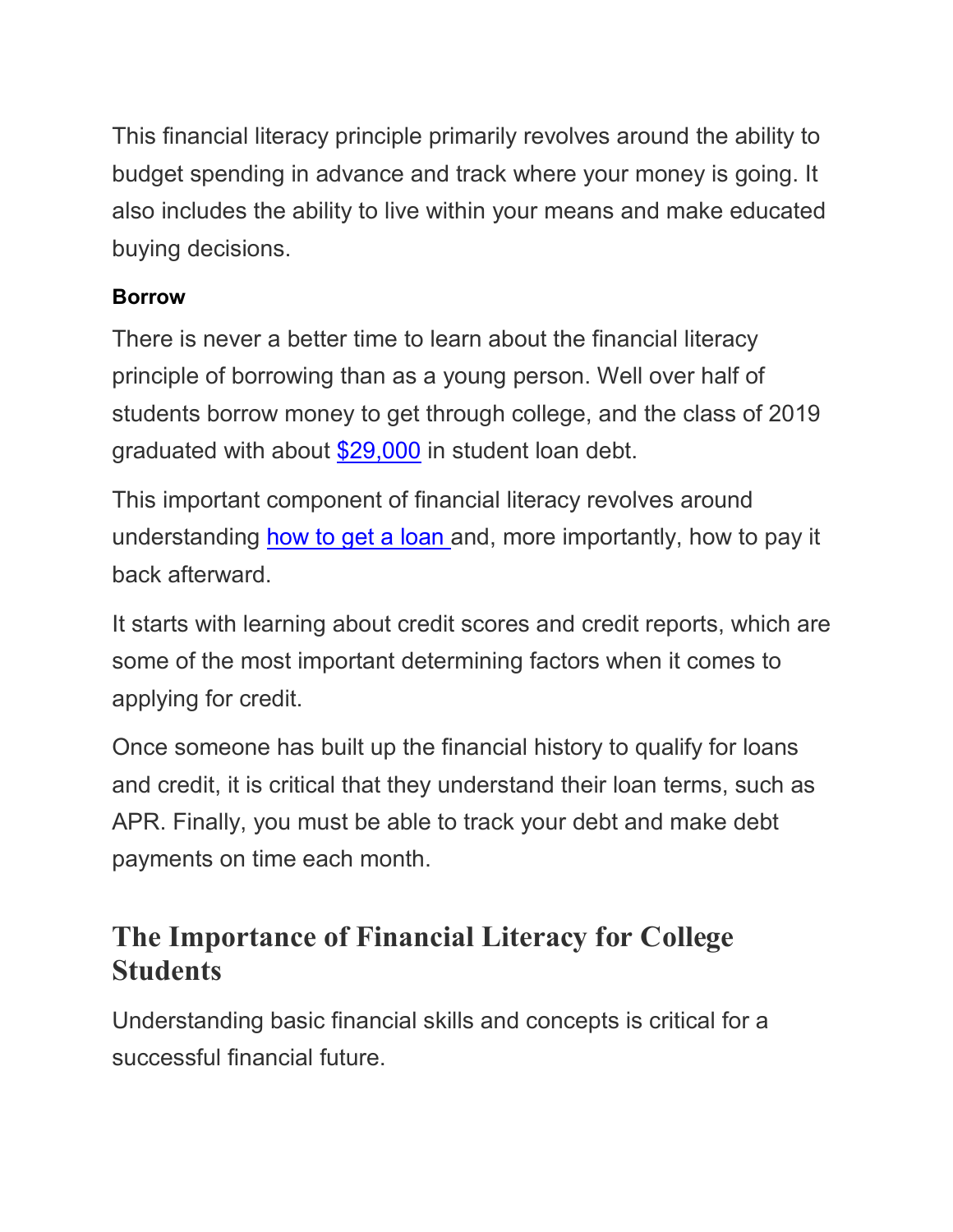This financial literacy principle primarily revolves around the ability to budget spending in advance and track where your money is going. It also includes the ability to live within your means and make educated buying decisions.

**Borrow**

There is never a better time to learn about the financial literacy principle of borrowing than as a young person. Well over half of students borrow money to get through college, and the class of 2019 graduated with about $29,000 in student loan debt.

This important component of financial literacy revolves around understanding how to get a loan and, more importantly, how to pay it back afterward.

It starts with learning about credit scores and credit reports, which are some of the most important determining factors when it comes to applying for credit.

Once someone has built up the financial history to qualify for loans and credit, it is critical that they understand their loan terms, such as APR. Finally, you must be able to track your debt and make debt payments on time each month.

## The Importance of Financial Literacy for College Students

Understanding basic financial skills and concepts is critical for a successful financial future.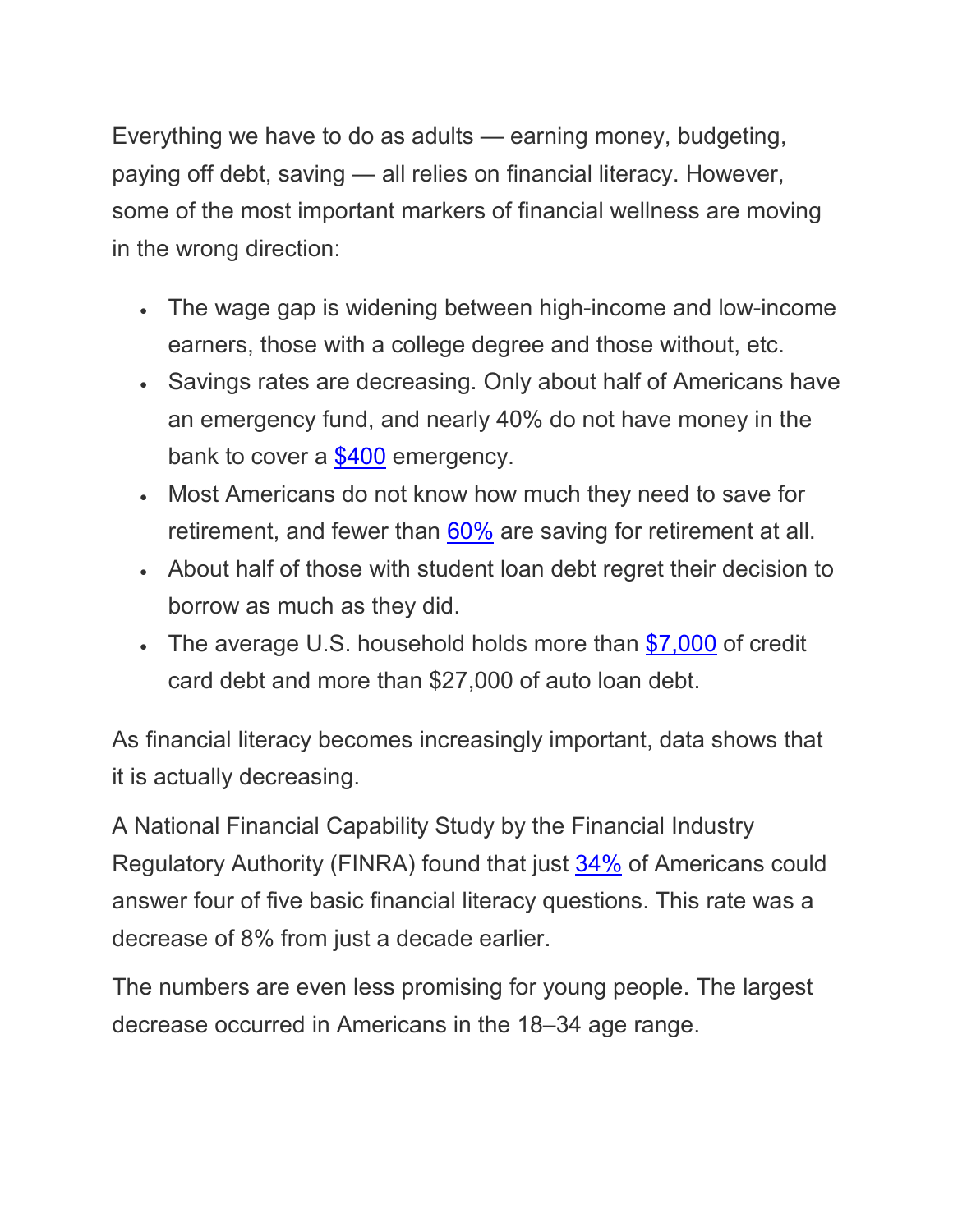Everything we have to do as adults — earning money, budgeting, paying off debt, saving — all relies on financial literacy. However, some of the most important markers of financial wellness are moving in the wrong direction:

- The wage gap is widening between high-income and low-income earners, those with a college degree and those without, etc.
- Savings rates are decreasing. Only about half of Americans have an emergency fund, and nearly 40% do not have money in the bank to cover a $400 emergency.
- Most Americans do not know how much they need to save for retirement, and fewer than 60% are saving for retirement at all.
- About half of those with student loan debt regret their decision to borrow as much as they did.
- The average U.S. household holds more than $7,000 of credit card debt and more than $27,000 of auto loan debt.

As financial literacy becomes increasingly important, data shows that it is actually decreasing.

A National Financial Capability Study by the Financial Industry Regulatory Authority (FINRA) found that just 34% of Americans could answer four of five basic financial literacy questions. This rate was a decrease of 8% from just a decade earlier.

The numbers are even less promising for young people. The largest decrease occurred in Americans in the 18–34 age range.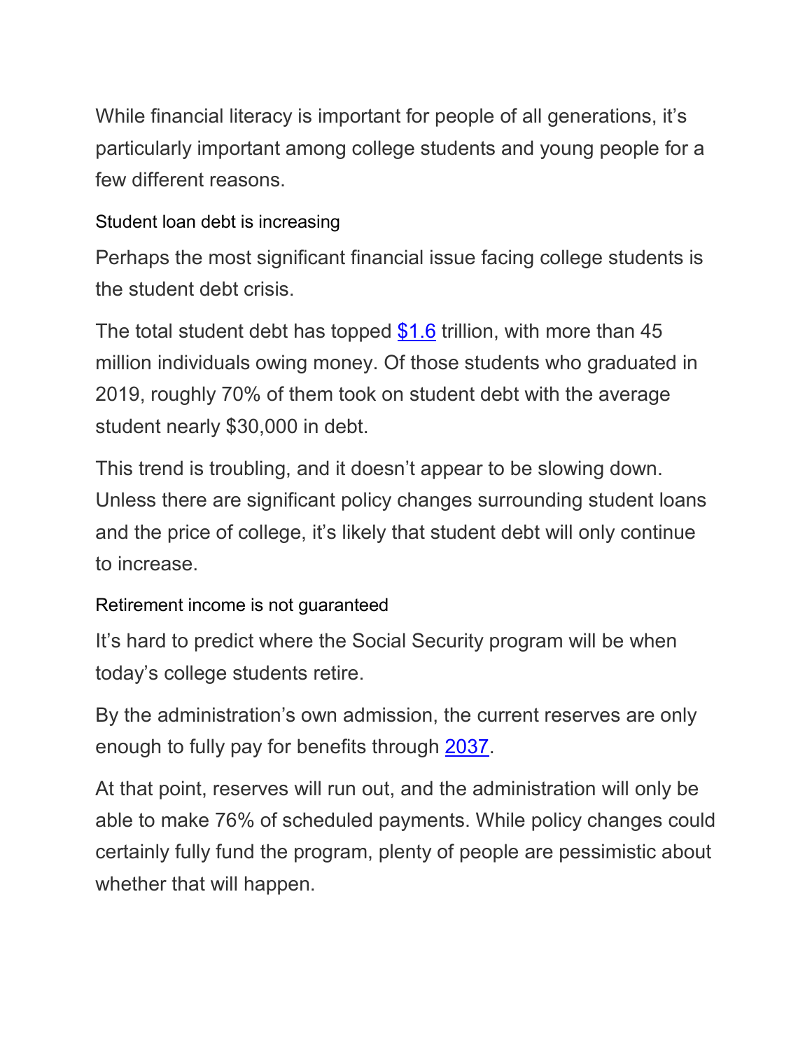While financial literacy is important for people of all generations, it's particularly important among college students and young people for a few different reasons.

### Student loan debt is increasing

Perhaps the most significant financial issue facing college students is the student debt crisis.

The total student debt has topped $1.6 trillion, with more than 45 million individuals owing money. Of those students who graduated in 2019, roughly 70% of them took on student debt with the average student nearly $30,000 in debt.

This trend is troubling, and it doesn't appear to be slowing down. Unless there are significant policy changes surrounding student loans and the price of college, it's likely that student debt will only continue to increase.

### Retirement income is not guaranteed

It's hard to predict where the Social Security program will be when today's college students retire.

By the administration's own admission, the current reserves are only enough to fully pay for benefits through 2037.

At that point, reserves will run out, and the administration will only be able to make 76% of scheduled payments. While policy changes could certainly fully fund the program, plenty of people are pessimistic about whether that will happen.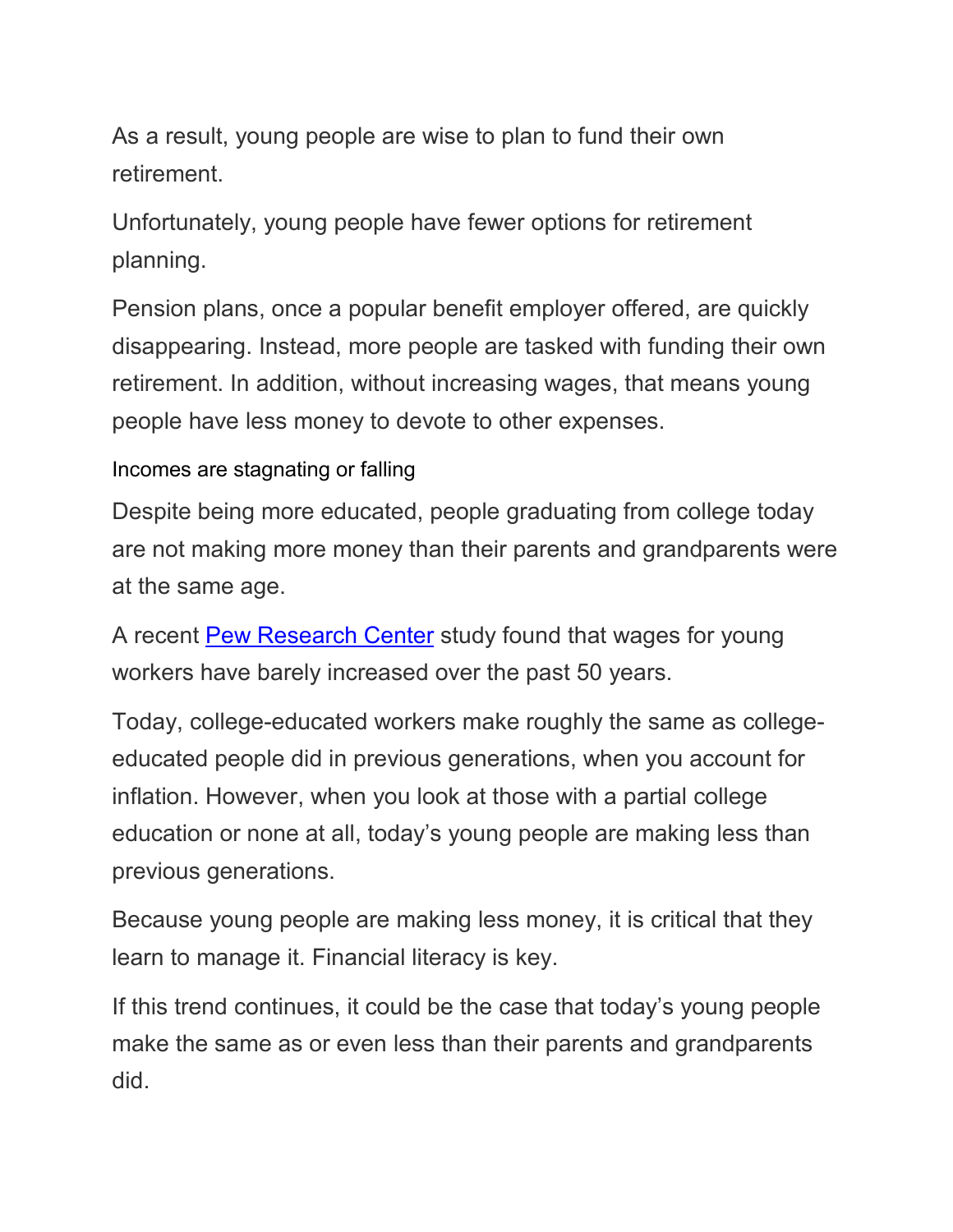As a result, young people are wise to plan to fund their own retirement.

Unfortunately, young people have fewer options for retirement planning.

Pension plans, once a popular benefit employer offered, are quickly disappearing. Instead, more people are tasked with funding their own retirement. In addition, without increasing wages, that means young people have less money to devote to other expenses.

### Incomes are stagnating or falling

Despite being more educated, people graduating from college today are not making more money than their parents and grandparents were at the same age.

A recent [Pew Research Center]() study found that wages for young workers have barely increased over the past 50 years.

Today, college-educated workers make roughly the same as college-educated people did in previous generations, when you account for inflation. However, when you look at those with a partial college education or none at all, today's young people are making less than previous generations.

Because young people are making less money, it is critical that they learn to manage it. Financial literacy is key.

If this trend continues, it could be the case that today's young people make the same as or even less than their parents and grandparents did.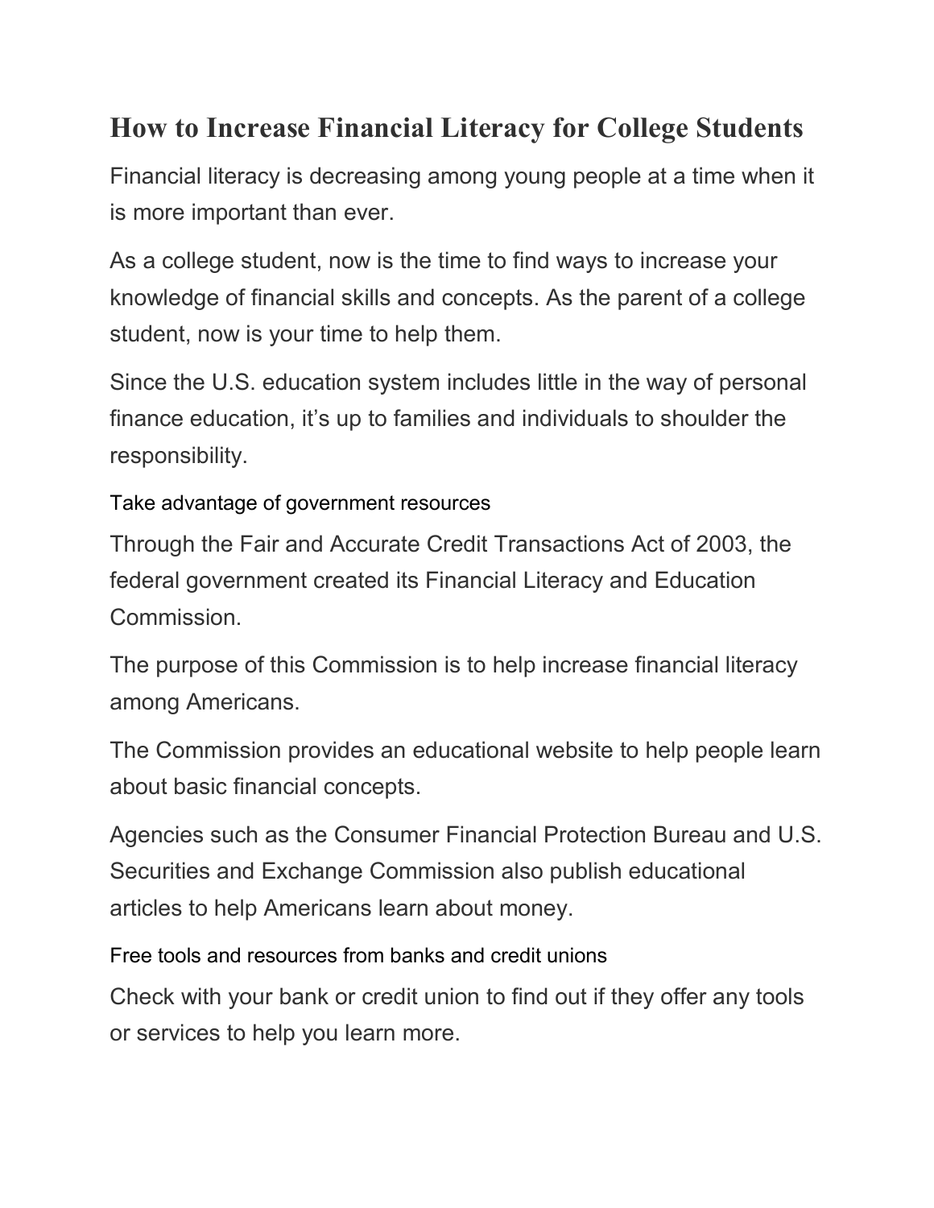# How to Increase Financial Literacy for College Students

Financial literacy is decreasing among young people at a time when it is more important than ever.

As a college student, now is the time to find ways to increase your knowledge of financial skills and concepts. As the parent of a college student, now is your time to help them.

Since the U.S. education system includes little in the way of personal finance education, it's up to families and individuals to shoulder the responsibility.

### Take advantage of government resources

Through the Fair and Accurate Credit Transactions Act of 2003, the federal government created its Financial Literacy and Education Commission.

The purpose of this Commission is to help increase financial literacy among Americans.

The Commission provides an educational website to help people learn about basic financial concepts.

Agencies such as the Consumer Financial Protection Bureau and U.S. Securities and Exchange Commission also publish educational articles to help Americans learn about money.

### Free tools and resources from banks and credit unions

Check with your bank or credit union to find out if they offer any tools or services to help you learn more.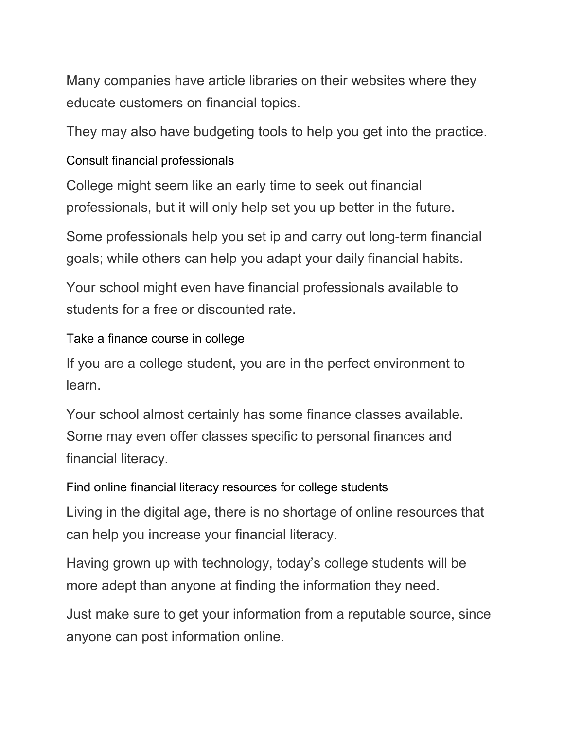Many companies have article libraries on their websites where they educate customers on financial topics.

They may also have budgeting tools to help you get into the practice.

### Consult financial professionals

College might seem like an early time to seek out financial professionals, but it will only help set you up better in the future.

Some professionals help you set ip and carry out long-term financial goals; while others can help you adapt your daily financial habits.

Your school might even have financial professionals available to students for a free or discounted rate.

### Take a finance course in college

If you are a college student, you are in the perfect environment to learn.

Your school almost certainly has some finance classes available. Some may even offer classes specific to personal finances and financial literacy.

### Find online financial literacy resources for college students

Living in the digital age, there is no shortage of online resources that can help you increase your financial literacy.

Having grown up with technology, today's college students will be more adept than anyone at finding the information they need.

Just make sure to get your information from a reputable source, since anyone can post information online.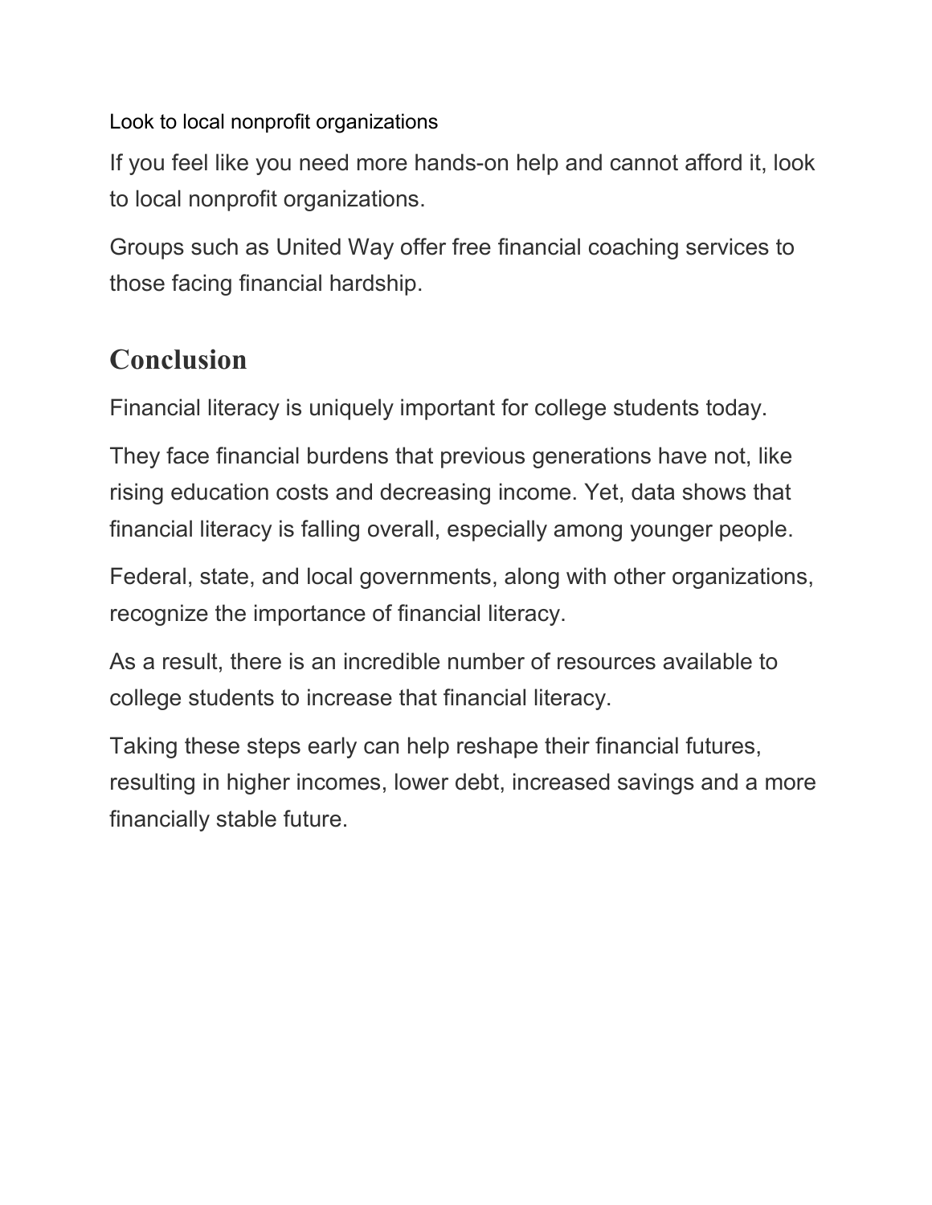### Look to local nonprofit organizations

If you feel like you need more hands-on help and cannot afford it, look to local nonprofit organizations.

Groups such as United Way offer free financial coaching services to those facing financial hardship.

## Conclusion

Financial literacy is uniquely important for college students today.

They face financial burdens that previous generations have not, like rising education costs and decreasing income. Yet, data shows that financial literacy is falling overall, especially among younger people.

Federal, state, and local governments, along with other organizations, recognize the importance of financial literacy.

As a result, there is an incredible number of resources available to college students to increase that financial literacy.

Taking these steps early can help reshape their financial futures, resulting in higher incomes, lower debt, increased savings and a more financially stable future.